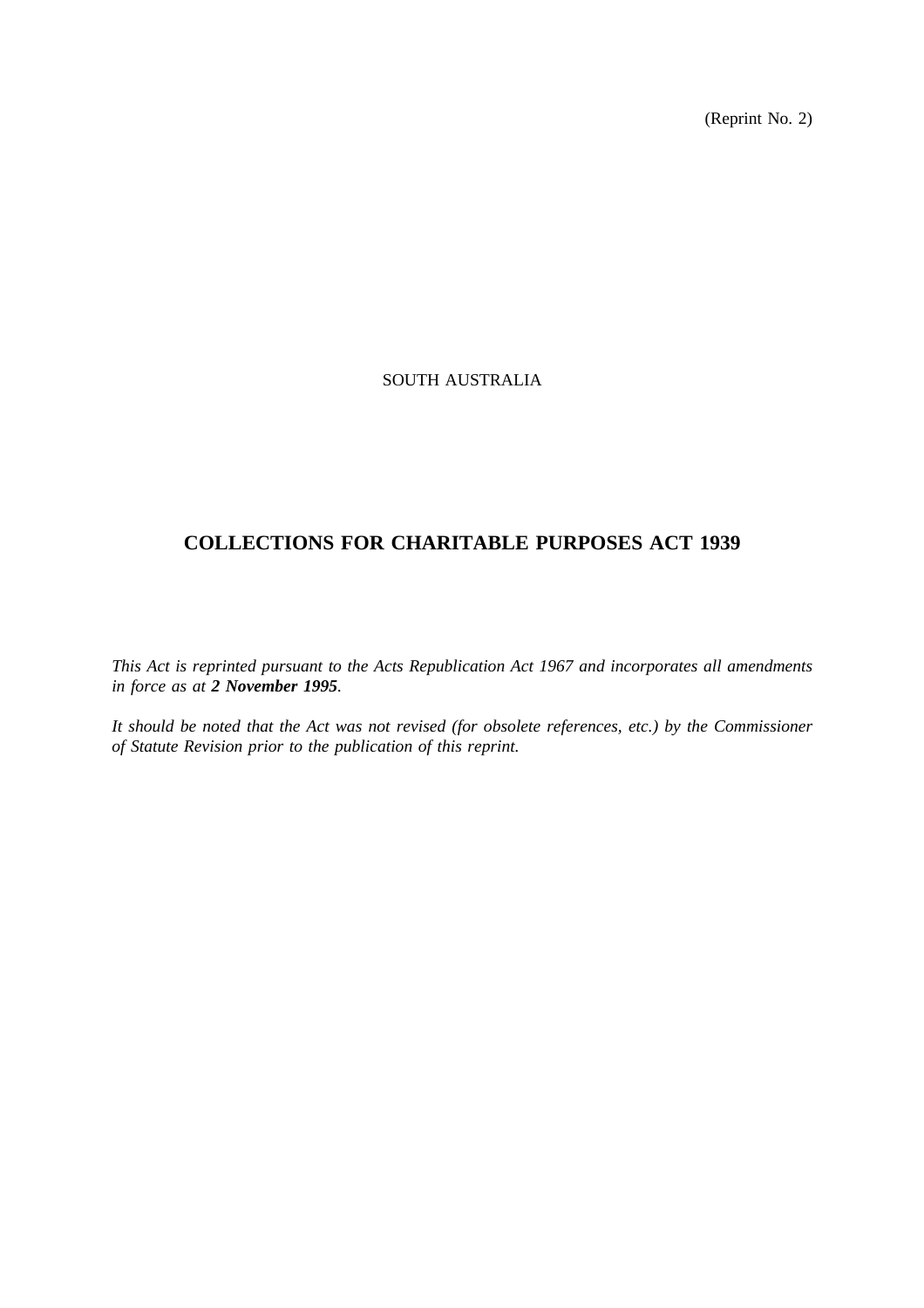(Reprint No. 2)

SOUTH AUSTRALIA

# COLLECTIONS FOR CHARITABLE PURPOSES ACT 1939

*This Act is reprinted pursuant to the Acts Republication Act 1967 and incorporates all amendments in force as at **2 November 1995**.*

*It should be noted that the Act was not revised (for obsolete references, etc.) by the Commissioner of Statute Revision prior to the publication of this reprint.*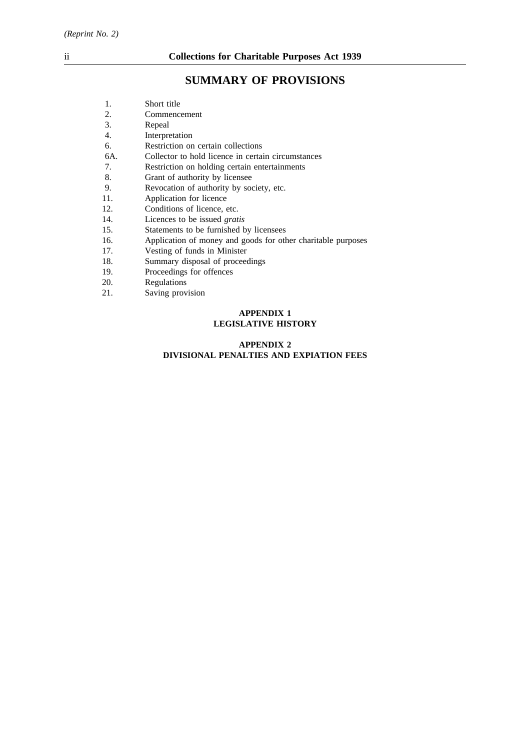## SUMMARY OF PROVISIONS

1. Short title
2. Commencement
3. Repeal
4. Interpretation
6. Restriction on certain collections
6A. Collector to hold licence in certain circumstances
7. Restriction on holding certain entertainments
8. Grant of authority by licensee
9. Revocation of authority by society, etc.
11. Application for licence
12. Conditions of licence, etc.
14. Licences to be issued *gratis*
15. Statements to be furnished by licensees
16. Application of money and goods for other charitable purposes
17. Vesting of funds in Minister
18. Summary disposal of proceedings
19. Proceedings for offences
20. Regulations
21. Saving provision

**APPENDIX 1**
**LEGISLATIVE HISTORY**

**APPENDIX 2**
**DIVISIONAL PENALTIES AND EXPIATION FEES**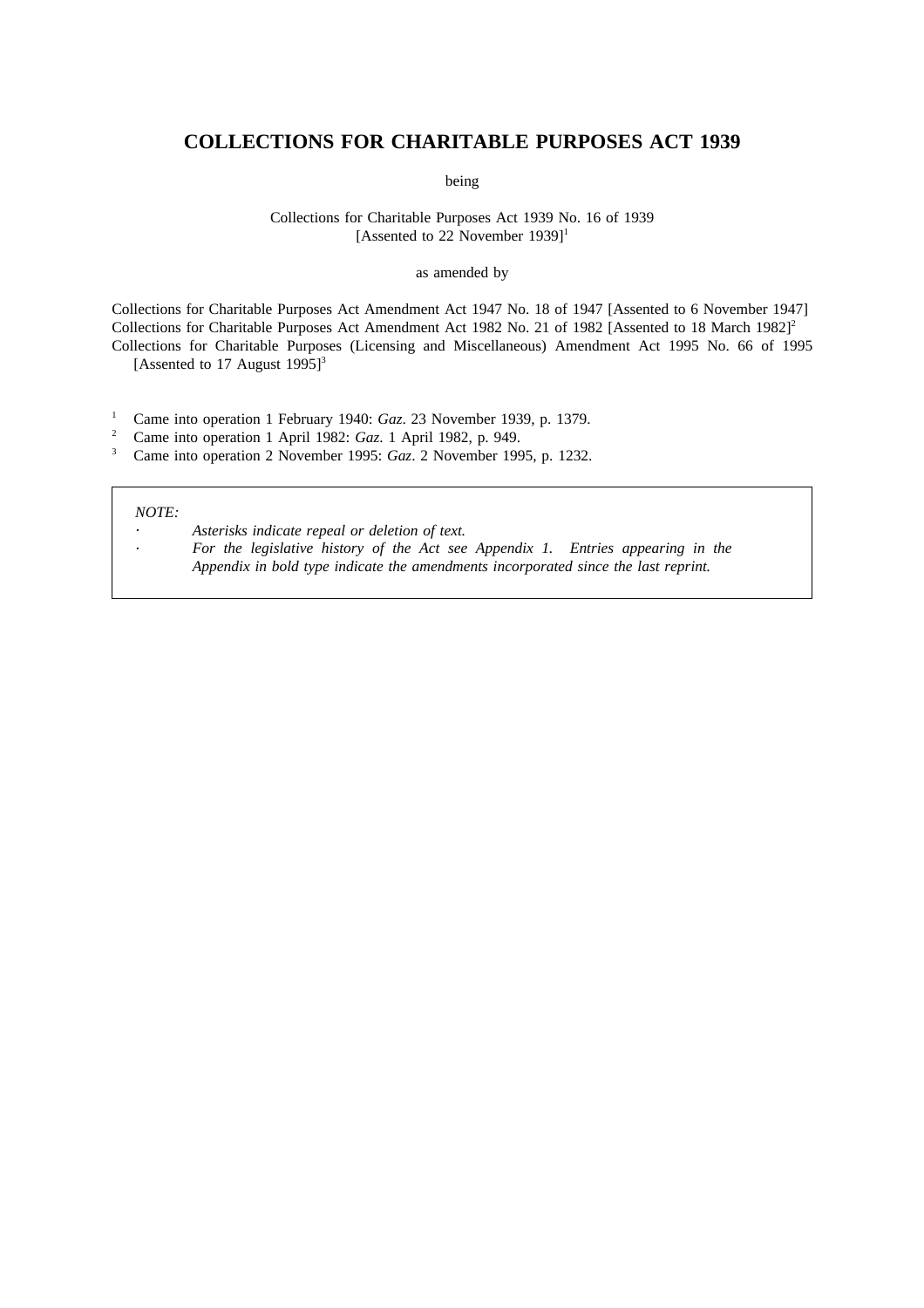# COLLECTIONS FOR CHARITABLE PURPOSES ACT 1939

being

Collections for Charitable Purposes Act 1939 No. 16 of 1939
[Assented to 22 November 1939][1]

as amended by

Collections for Charitable Purposes Act Amendment Act 1947 No. 18 of 1947 [Assented to 6 November 1947]
Collections for Charitable Purposes Act Amendment Act 1982 No. 21 of 1982 [Assented to 18 March 1982][2]
Collections for Charitable Purposes (Licensing and Miscellaneous) Amendment Act 1995 No. 66 of 1995 [Assented to 17 August 1995][3]

[1] Came into operation 1 February 1940: *Gaz*. 23 November 1939, p. 1379.
[2] Came into operation 1 April 1982: *Gaz*. 1 April 1982, p. 949.
[3] Came into operation 2 November 1995: *Gaz*. 2 November 1995, p. 1232.

*NOTE:*

- *Asterisks indicate repeal or deletion of text.*
- *For the legislative history of the Act see Appendix 1. Entries appearing in the Appendix in bold type indicate the amendments incorporated since the last reprint.*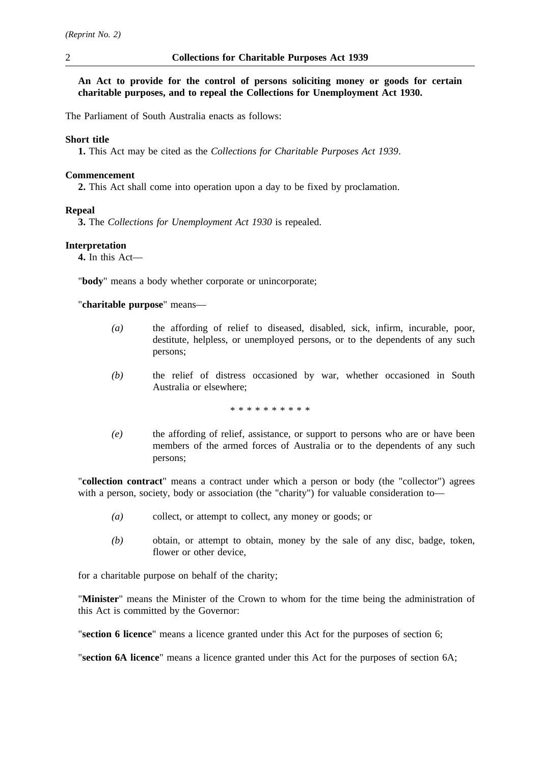**An Act to provide for the control of persons soliciting money or goods for certain charitable purposes, and to repeal the Collections for Unemployment Act 1930.**

The Parliament of South Australia enacts as follows:

**Short title**

**1.** This Act may be cited as the *Collections for Charitable Purposes Act 1939*.

**Commencement**

**2.** This Act shall come into operation upon a day to be fixed by proclamation.

**Repeal**

**3.** The *Collections for Unemployment Act 1930* is repealed.

**Interpretation**

**4.** In this Act—

"**body**" means a body whether corporate or unincorporate;

"**charitable purpose**" means—

*(a)* the affording of relief to diseased, disabled, sick, infirm, incurable, poor, destitute, helpless, or unemployed persons, or to the dependents of any such persons;

*(b)* the relief of distress occasioned by war, whether occasioned in South Australia or elsewhere;

\* \* \* \* \* \* \* \* \* \*

*(e)* the affording of relief, assistance, or support to persons who are or have been members of the armed forces of Australia or to the dependents of any such persons;

"**collection contract**" means a contract under which a person or body (the "collector") agrees with a person, society, body or association (the "charity") for valuable consideration to—

*(a)* collect, or attempt to collect, any money or goods; or

*(b)* obtain, or attempt to obtain, money by the sale of any disc, badge, token, flower or other device,

for a charitable purpose on behalf of the charity;

"**Minister**" means the Minister of the Crown to whom for the time being the administration of this Act is committed by the Governor:

"**section 6 licence**" means a licence granted under this Act for the purposes of section 6;

"**section 6A licence**" means a licence granted under this Act for the purposes of section 6A;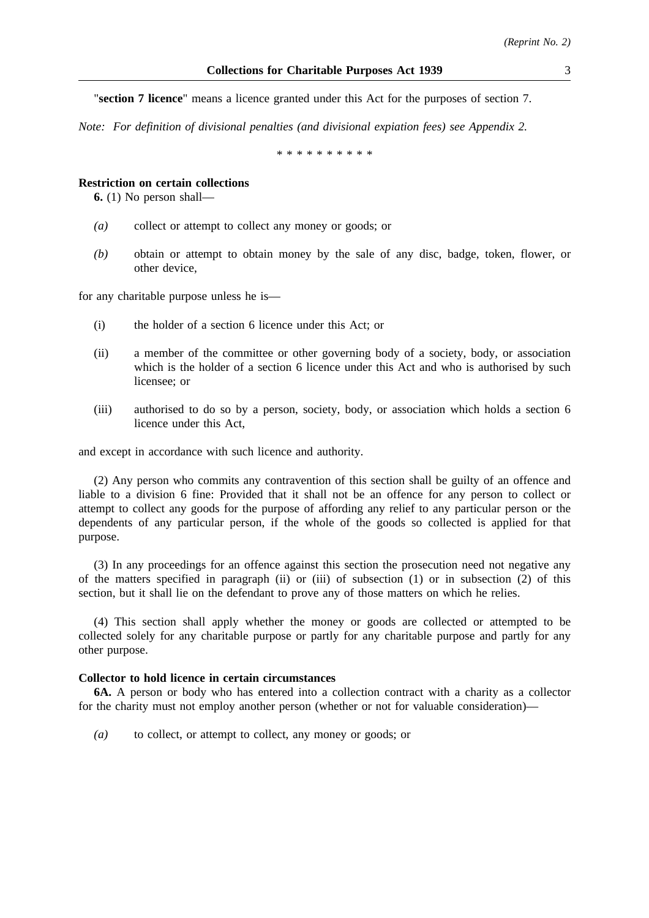"**section 7 licence**" means a licence granted under this Act for the purposes of section 7.

*Note: For definition of divisional penalties (and divisional expiation fees) see Appendix 2.*

\* \* \* \* \* \* \* \* \* \*

**Restriction on certain collections**

**6.** (1) No person shall—

*(a)* collect or attempt to collect any money or goods; or

*(b)* obtain or attempt to obtain money by the sale of any disc, badge, token, flower, or other device,

for any charitable purpose unless he is—

(i) the holder of a section 6 licence under this Act; or

(ii) a member of the committee or other governing body of a society, body, or association which is the holder of a section 6 licence under this Act and who is authorised by such licensee; or

(iii) authorised to do so by a person, society, body, or association which holds a section 6 licence under this Act,

and except in accordance with such licence and authority.

(2) Any person who commits any contravention of this section shall be guilty of an offence and liable to a division 6 fine: Provided that it shall not be an offence for any person to collect or attempt to collect any goods for the purpose of affording any relief to any particular person or the dependents of any particular person, if the whole of the goods so collected is applied for that purpose.

(3) In any proceedings for an offence against this section the prosecution need not negative any of the matters specified in paragraph (ii) or (iii) of subsection (1) or in subsection (2) of this section, but it shall lie on the defendant to prove any of those matters on which he relies.

(4) This section shall apply whether the money or goods are collected or attempted to be collected solely for any charitable purpose or partly for any charitable purpose and partly for any other purpose.

**Collector to hold licence in certain circumstances**

**6A.** A person or body who has entered into a collection contract with a charity as a collector for the charity must not employ another person (whether or not for valuable consideration)—

*(a)* to collect, or attempt to collect, any money or goods; or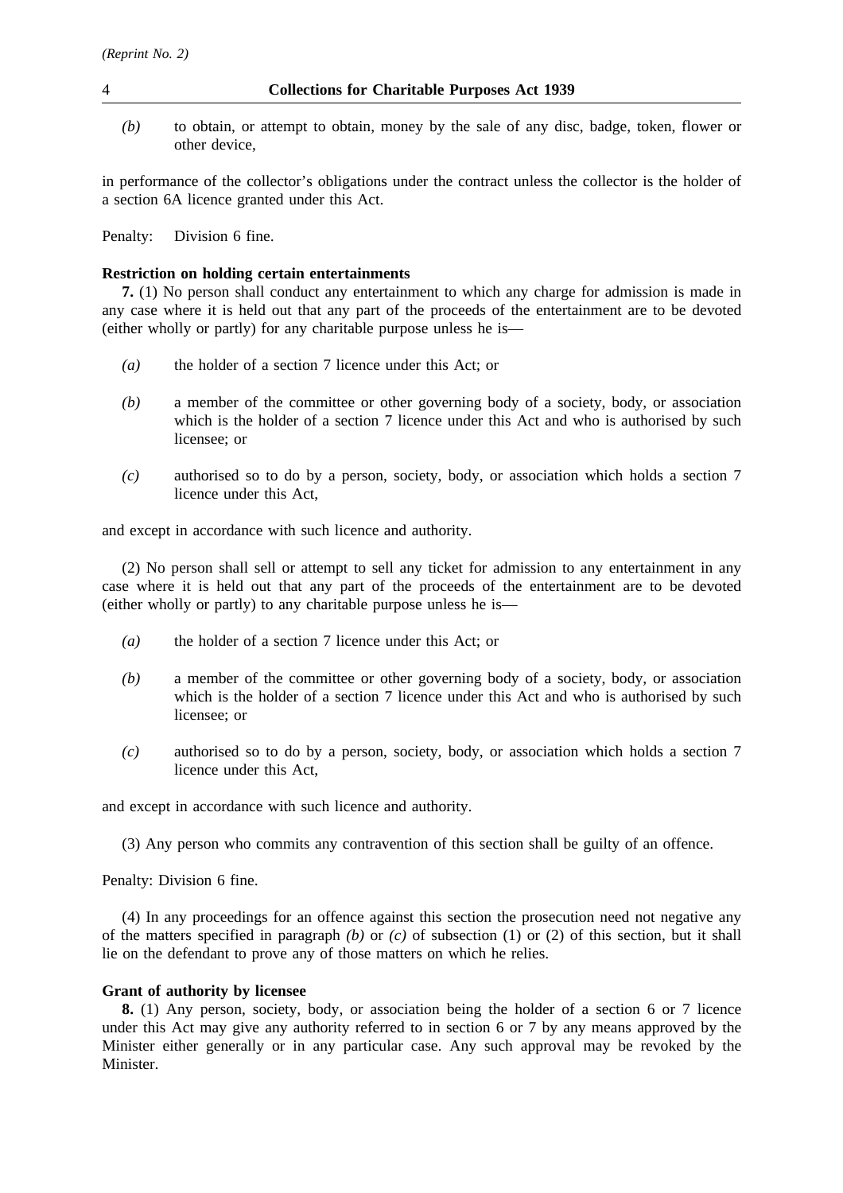*(b)* to obtain, or attempt to obtain, money by the sale of any disc, badge, token, flower or other device,

in performance of the collector's obligations under the contract unless the collector is the holder of a section 6A licence granted under this Act.

Penalty: Division 6 fine.

**Restriction on holding certain entertainments**

**7.** (1) No person shall conduct any entertainment to which any charge for admission is made in any case where it is held out that any part of the proceeds of the entertainment are to be devoted (either wholly or partly) for any charitable purpose unless he is—

*(a)* the holder of a section 7 licence under this Act; or

*(b)* a member of the committee or other governing body of a society, body, or association which is the holder of a section 7 licence under this Act and who is authorised by such licensee; or

*(c)* authorised so to do by a person, society, body, or association which holds a section 7 licence under this Act,

and except in accordance with such licence and authority.

(2) No person shall sell or attempt to sell any ticket for admission to any entertainment in any case where it is held out that any part of the proceeds of the entertainment are to be devoted (either wholly or partly) to any charitable purpose unless he is—

*(a)* the holder of a section 7 licence under this Act; or

*(b)* a member of the committee or other governing body of a society, body, or association which is the holder of a section 7 licence under this Act and who is authorised by such licensee; or

*(c)* authorised so to do by a person, society, body, or association which holds a section 7 licence under this Act,

and except in accordance with such licence and authority.

(3) Any person who commits any contravention of this section shall be guilty of an offence.

Penalty: Division 6 fine.

(4) In any proceedings for an offence against this section the prosecution need not negative any of the matters specified in paragraph *(b)* or *(c)* of subsection (1) or (2) of this section, but it shall lie on the defendant to prove any of those matters on which he relies.

**Grant of authority by licensee**

**8.** (1) Any person, society, body, or association being the holder of a section 6 or 7 licence under this Act may give any authority referred to in section 6 or 7 by any means approved by the Minister either generally or in any particular case. Any such approval may be revoked by the Minister.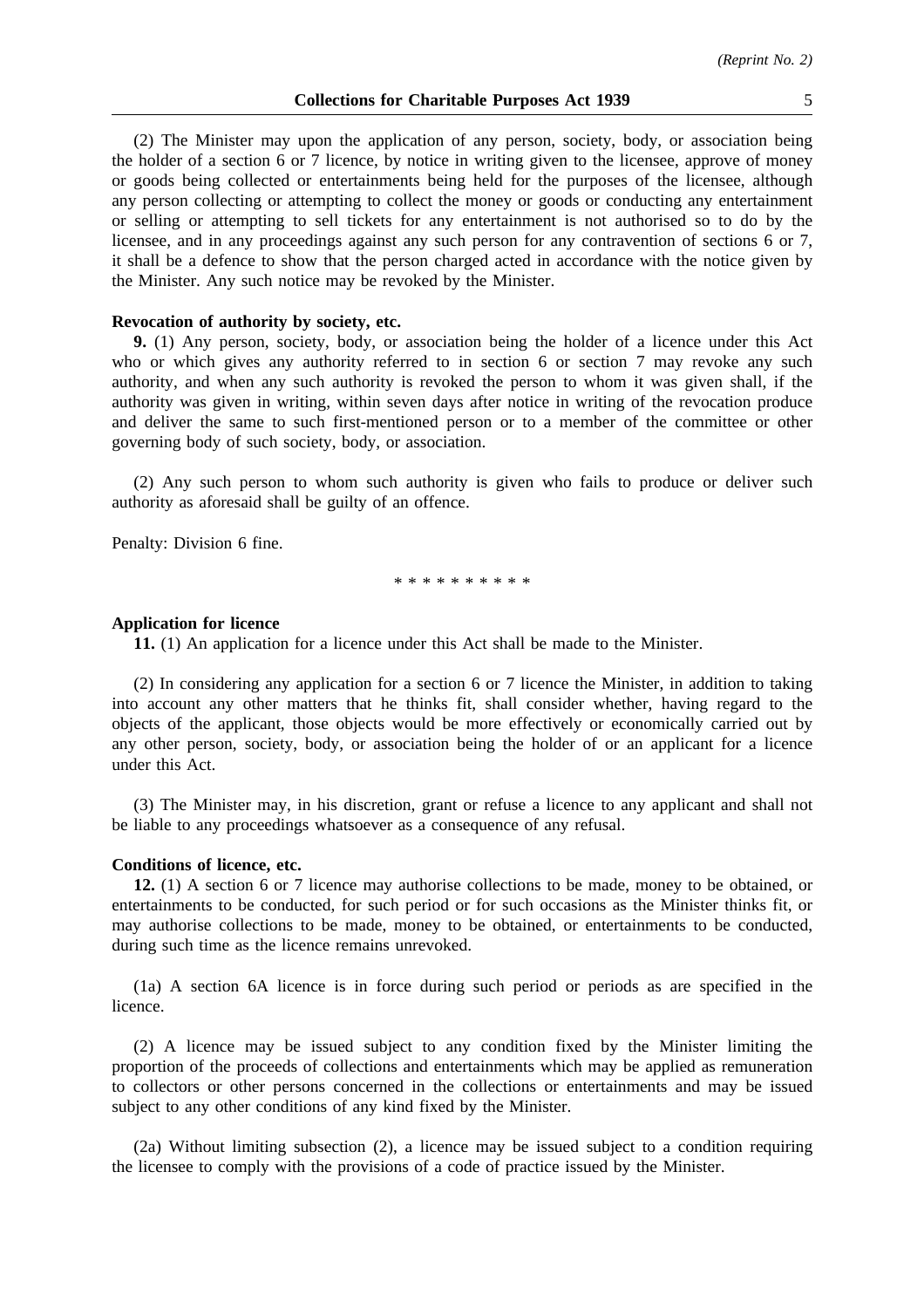(2) The Minister may upon the application of any person, society, body, or association being the holder of a section 6 or 7 licence, by notice in writing given to the licensee, approve of money or goods being collected or entertainments being held for the purposes of the licensee, although any person collecting or attempting to collect the money or goods or conducting any entertainment or selling or attempting to sell tickets for any entertainment is not authorised so to do by the licensee, and in any proceedings against any such person for any contravention of sections 6 or 7, it shall be a defence to show that the person charged acted in accordance with the notice given by the Minister. Any such notice may be revoked by the Minister.

**Revocation of authority by society, etc.**

**9.** (1) Any person, society, body, or association being the holder of a licence under this Act who or which gives any authority referred to in section 6 or section 7 may revoke any such authority, and when any such authority is revoked the person to whom it was given shall, if the authority was given in writing, within seven days after notice in writing of the revocation produce and deliver the same to such first-mentioned person or to a member of the committee or other governing body of such society, body, or association.

(2) Any such person to whom such authority is given who fails to produce or deliver such authority as aforesaid shall be guilty of an offence.

Penalty: Division 6 fine.

\* \* \* \* \* \* \* \* \* \*

**Application for licence**

**11.** (1) An application for a licence under this Act shall be made to the Minister.

(2) In considering any application for a section 6 or 7 licence the Minister, in addition to taking into account any other matters that he thinks fit, shall consider whether, having regard to the objects of the applicant, those objects would be more effectively or economically carried out by any other person, society, body, or association being the holder of or an applicant for a licence under this Act.

(3) The Minister may, in his discretion, grant or refuse a licence to any applicant and shall not be liable to any proceedings whatsoever as a consequence of any refusal.

**Conditions of licence, etc.**

**12.** (1) A section 6 or 7 licence may authorise collections to be made, money to be obtained, or entertainments to be conducted, for such period or for such occasions as the Minister thinks fit, or may authorise collections to be made, money to be obtained, or entertainments to be conducted, during such time as the licence remains unrevoked.

(1a) A section 6A licence is in force during such period or periods as are specified in the licence.

(2) A licence may be issued subject to any condition fixed by the Minister limiting the proportion of the proceeds of collections and entertainments which may be applied as remuneration to collectors or other persons concerned in the collections or entertainments and may be issued subject to any other conditions of any kind fixed by the Minister.

(2a) Without limiting subsection (2), a licence may be issued subject to a condition requiring the licensee to comply with the provisions of a code of practice issued by the Minister.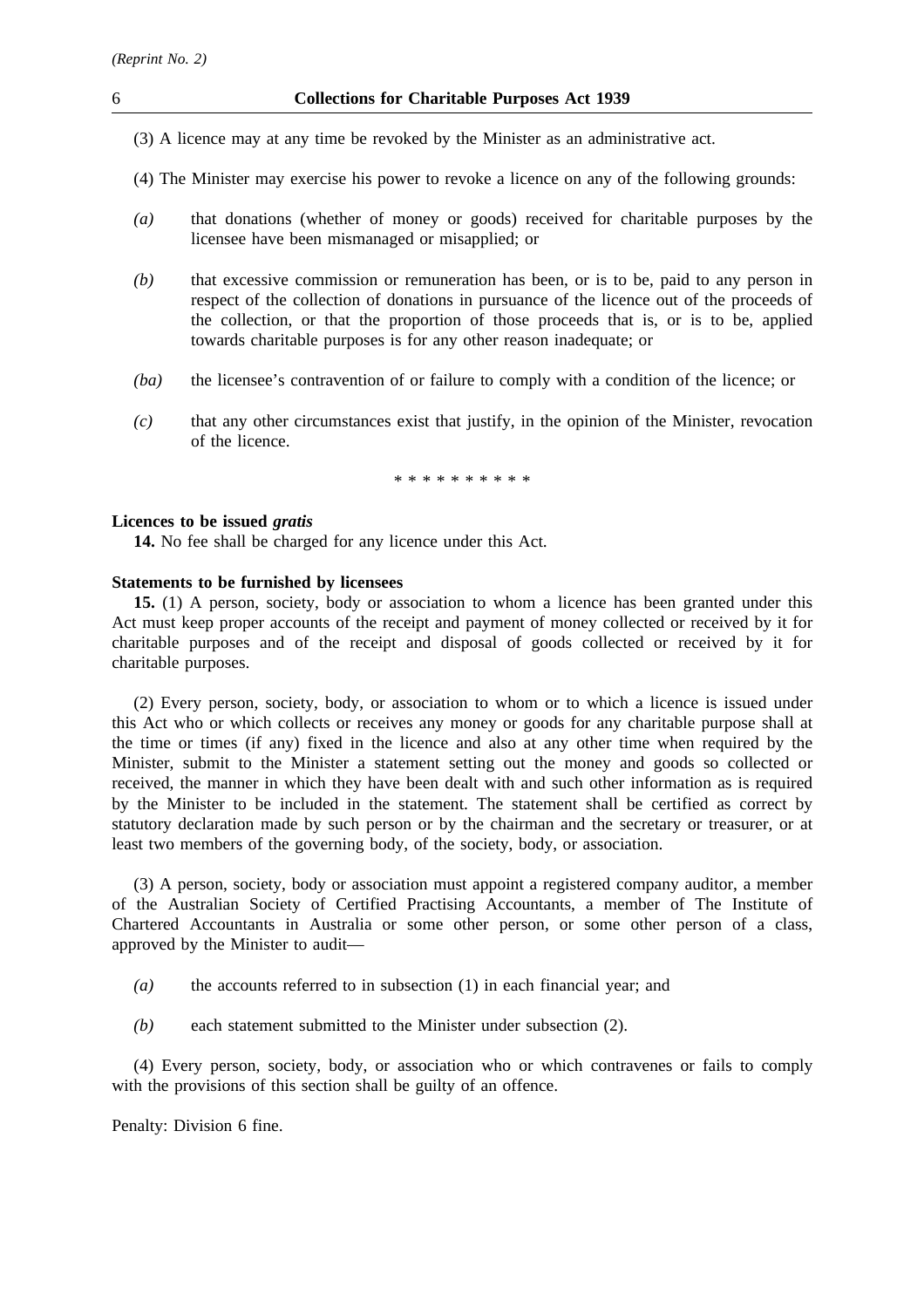(3) A licence may at any time be revoked by the Minister as an administrative act.

(4) The Minister may exercise his power to revoke a licence on any of the following grounds:

*(a)* that donations (whether of money or goods) received for charitable purposes by the licensee have been mismanaged or misapplied; or

*(b)* that excessive commission or remuneration has been, or is to be, paid to any person in respect of the collection of donations in pursuance of the licence out of the proceeds of the collection, or that the proportion of those proceeds that is, or is to be, applied towards charitable purposes is for any other reason inadequate; or

*(ba)* the licensee's contravention of or failure to comply with a condition of the licence; or

*(c)* that any other circumstances exist that justify, in the opinion of the Minister, revocation of the licence.

\* \* \* \* \* \* \* \* \* \*

**Licences to be issued *gratis***

**14.** No fee shall be charged for any licence under this Act.

**Statements to be furnished by licensees**

**15.** (1) A person, society, body or association to whom a licence has been granted under this Act must keep proper accounts of the receipt and payment of money collected or received by it for charitable purposes and of the receipt and disposal of goods collected or received by it for charitable purposes.

(2) Every person, society, body, or association to whom or to which a licence is issued under this Act who or which collects or receives any money or goods for any charitable purpose shall at the time or times (if any) fixed in the licence and also at any other time when required by the Minister, submit to the Minister a statement setting out the money and goods so collected or received, the manner in which they have been dealt with and such other information as is required by the Minister to be included in the statement. The statement shall be certified as correct by statutory declaration made by such person or by the chairman and the secretary or treasurer, or at least two members of the governing body, of the society, body, or association.

(3) A person, society, body or association must appoint a registered company auditor, a member of the Australian Society of Certified Practising Accountants, a member of The Institute of Chartered Accountants in Australia or some other person, or some other person of a class, approved by the Minister to audit—

*(a)* the accounts referred to in subsection (1) in each financial year; and

*(b)* each statement submitted to the Minister under subsection (2).

(4) Every person, society, body, or association who or which contravenes or fails to comply with the provisions of this section shall be guilty of an offence.

Penalty: Division 6 fine.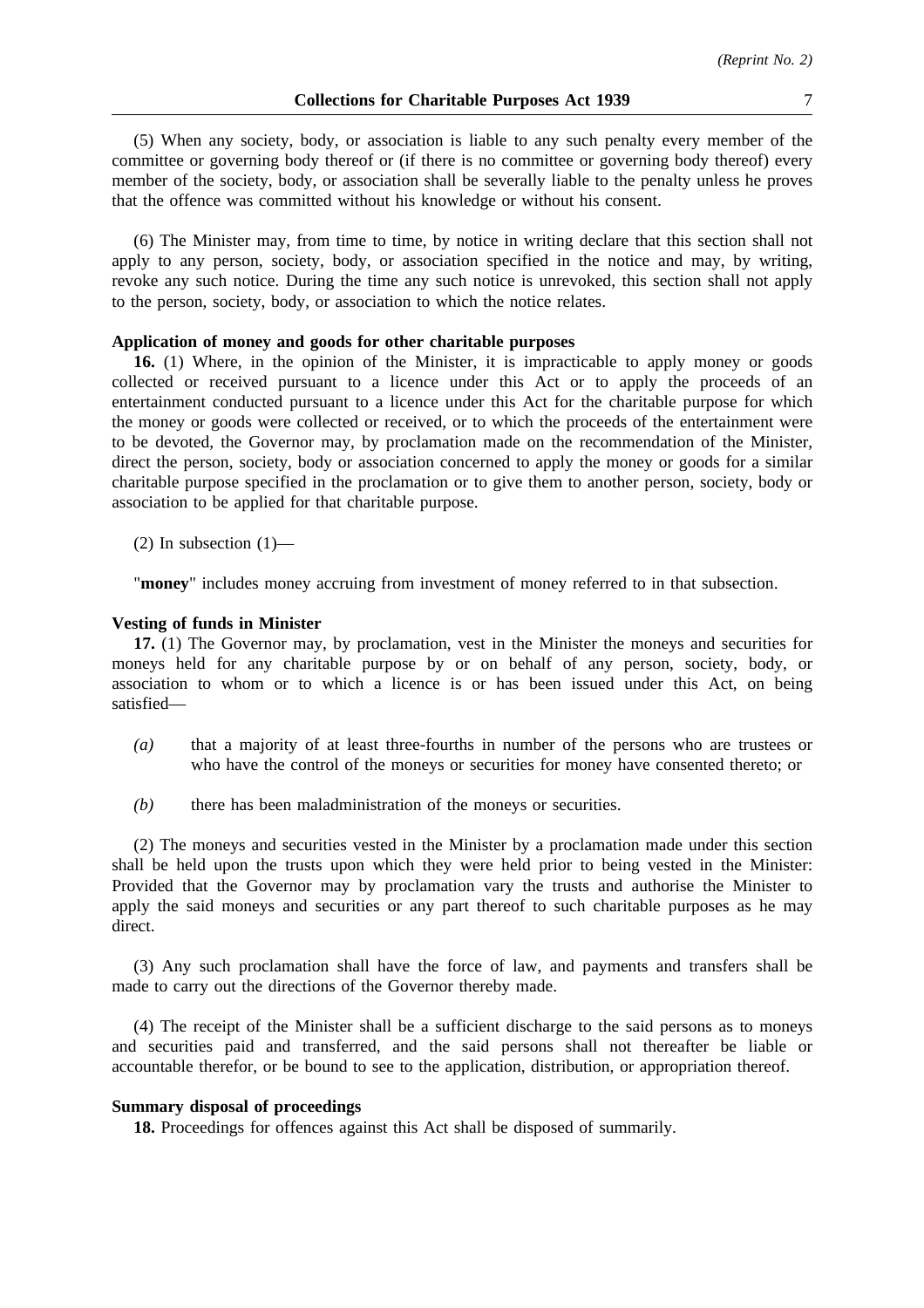(5) When any society, body, or association is liable to any such penalty every member of the committee or governing body thereof or (if there is no committee or governing body thereof) every member of the society, body, or association shall be severally liable to the penalty unless he proves that the offence was committed without his knowledge or without his consent.

(6) The Minister may, from time to time, by notice in writing declare that this section shall not apply to any person, society, body, or association specified in the notice and may, by writing, revoke any such notice. During the time any such notice is unrevoked, this section shall not apply to the person, society, body, or association to which the notice relates.

**Application of money and goods for other charitable purposes**

**16.** (1) Where, in the opinion of the Minister, it is impracticable to apply money or goods collected or received pursuant to a licence under this Act or to apply the proceeds of an entertainment conducted pursuant to a licence under this Act for the charitable purpose for which the money or goods were collected or received, or to which the proceeds of the entertainment were to be devoted, the Governor may, by proclamation made on the recommendation of the Minister, direct the person, society, body or association concerned to apply the money or goods for a similar charitable purpose specified in the proclamation or to give them to another person, society, body or association to be applied for that charitable purpose.

(2) In subsection (1)—

"**money**" includes money accruing from investment of money referred to in that subsection.

**Vesting of funds in Minister**

**17.** (1) The Governor may, by proclamation, vest in the Minister the moneys and securities for moneys held for any charitable purpose by or on behalf of any person, society, body, or association to whom or to which a licence is or has been issued under this Act, on being satisfied—

*(a)* that a majority of at least three-fourths in number of the persons who are trustees or who have the control of the moneys or securities for money have consented thereto; or

*(b)* there has been maladministration of the moneys or securities.

(2) The moneys and securities vested in the Minister by a proclamation made under this section shall be held upon the trusts upon which they were held prior to being vested in the Minister: Provided that the Governor may by proclamation vary the trusts and authorise the Minister to apply the said moneys and securities or any part thereof to such charitable purposes as he may direct.

(3) Any such proclamation shall have the force of law, and payments and transfers shall be made to carry out the directions of the Governor thereby made.

(4) The receipt of the Minister shall be a sufficient discharge to the said persons as to moneys and securities paid and transferred, and the said persons shall not thereafter be liable or accountable therefor, or be bound to see to the application, distribution, or appropriation thereof.

**Summary disposal of proceedings**

**18.** Proceedings for offences against this Act shall be disposed of summarily.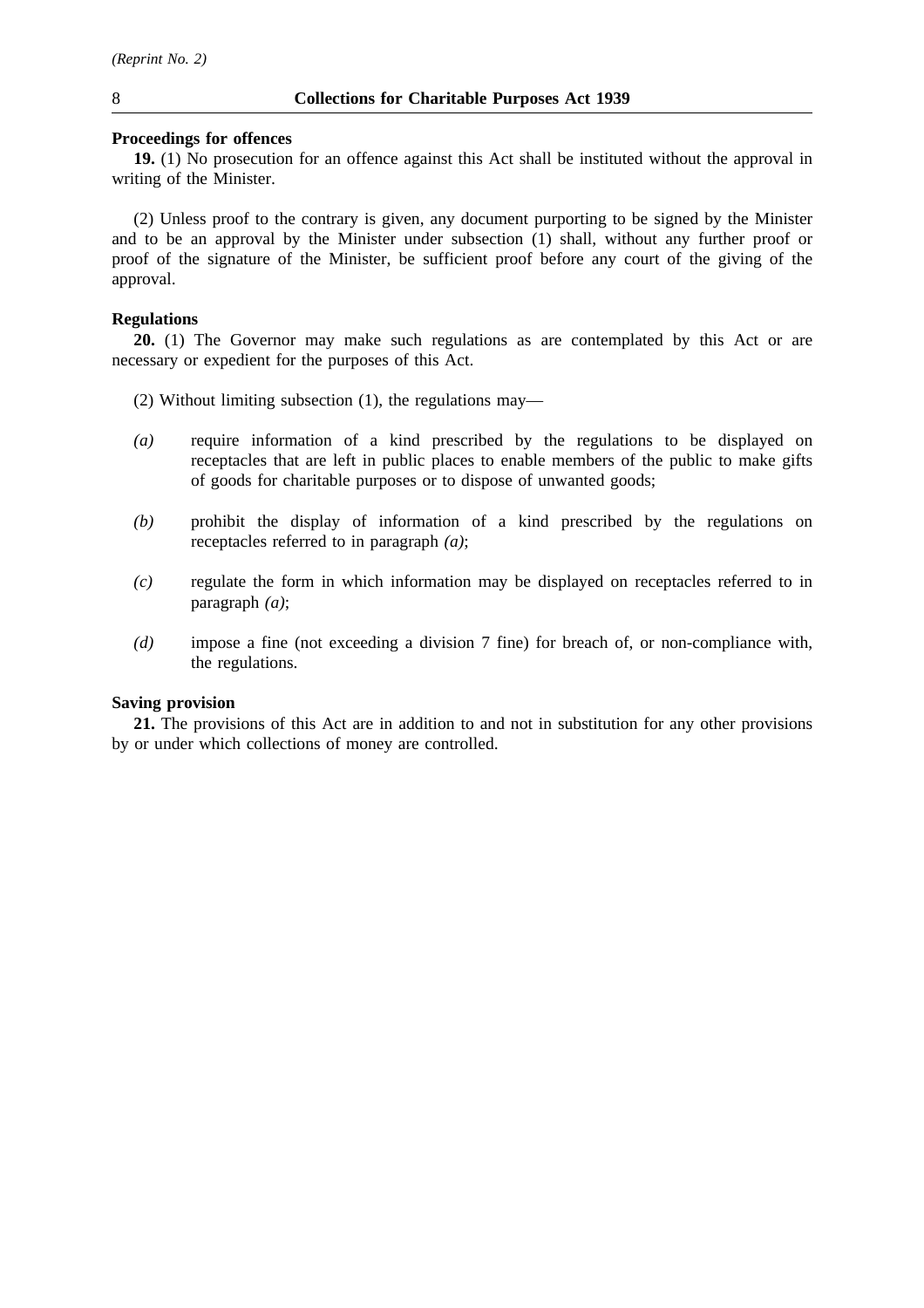**Proceedings for offences**

**19.** (1) No prosecution for an offence against this Act shall be instituted without the approval in writing of the Minister.

(2) Unless proof to the contrary is given, any document purporting to be signed by the Minister and to be an approval by the Minister under subsection (1) shall, without any further proof or proof of the signature of the Minister, be sufficient proof before any court of the giving of the approval.

**Regulations**

**20.** (1) The Governor may make such regulations as are contemplated by this Act or are necessary or expedient for the purposes of this Act.

(2) Without limiting subsection (1), the regulations may—

*(a)* require information of a kind prescribed by the regulations to be displayed on receptacles that are left in public places to enable members of the public to make gifts of goods for charitable purposes or to dispose of unwanted goods;

*(b)* prohibit the display of information of a kind prescribed by the regulations on receptacles referred to in paragraph *(a)*;

*(c)* regulate the form in which information may be displayed on receptacles referred to in paragraph *(a)*;

*(d)* impose a fine (not exceeding a division 7 fine) for breach of, or non-compliance with, the regulations.

**Saving provision**

**21.** The provisions of this Act are in addition to and not in substitution for any other provisions by or under which collections of money are controlled.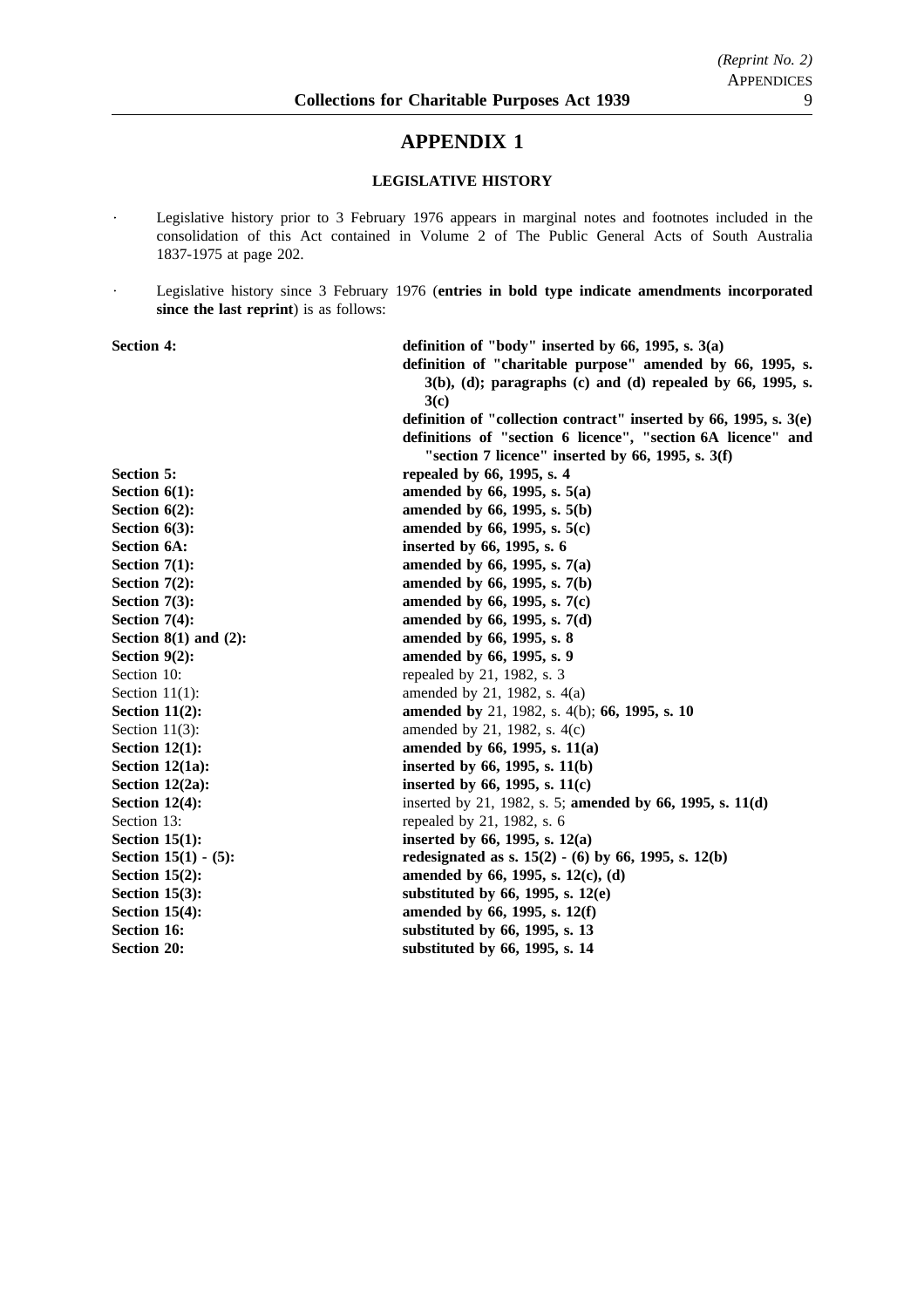# APPENDIX 1

### LEGISLATIVE HISTORY

- Legislative history prior to 3 February 1976 appears in marginal notes and footnotes included in the consolidation of this Act contained in Volume 2 of The Public General Acts of South Australia 1837-1975 at page 202.

- Legislative history since 3 February 1976 (**entries in bold type indicate amendments incorporated since the last reprint**) is as follows:

| | |
|---|---|
| **Section 4:** | **definition of "body" inserted by 66, 1995, s. 3(a)** |
| | **definition of "charitable purpose" amended by 66, 1995, s. 3(b), (d); paragraphs (c) and (d) repealed by 66, 1995, s. 3(c)** |
| | **definition of "collection contract" inserted by 66, 1995, s. 3(e)** |
| | **definitions of "section 6 licence", "section 6A licence" and "section 7 licence" inserted by 66, 1995, s. 3(f)** |
| **Section 5:** | **repealed by 66, 1995, s. 4** |
| **Section 6(1):** | **amended by 66, 1995, s. 5(a)** |
| **Section 6(2):** | **amended by 66, 1995, s. 5(b)** |
| **Section 6(3):** | **amended by 66, 1995, s. 5(c)** |
| **Section 6A:** | **inserted by 66, 1995, s. 6** |
| **Section 7(1):** | **amended by 66, 1995, s. 7(a)** |
| **Section 7(2):** | **amended by 66, 1995, s. 7(b)** |
| **Section 7(3):** | **amended by 66, 1995, s. 7(c)** |
| **Section 7(4):** | **amended by 66, 1995, s. 7(d)** |
| **Section 8(1) and (2):** | **amended by 66, 1995, s. 8** |
| **Section 9(2):** | **amended by 66, 1995, s. 9** |
| Section 10: | repealed by 21, 1982, s. 3 |
| Section 11(1): | amended by 21, 1982, s. 4(a) |
| **Section 11(2):** | **amended by** 21, 1982, s. 4(b); **66, 1995, s. 10** |
| Section 11(3): | amended by 21, 1982, s. 4(c) |
| **Section 12(1):** | **amended by 66, 1995, s. 11(a)** |
| **Section 12(1a):** | **inserted by 66, 1995, s. 11(b)** |
| **Section 12(2a):** | **inserted by 66, 1995, s. 11(c)** |
| **Section 12(4):** | inserted by 21, 1982, s. 5; **amended by 66, 1995, s. 11(d)** |
| Section 13: | repealed by 21, 1982, s. 6 |
| **Section 15(1):** | **inserted by 66, 1995, s. 12(a)** |
| **Section 15(1) - (5):** | **redesignated as s. 15(2) - (6) by 66, 1995, s. 12(b)** |
| **Section 15(2):** | **amended by 66, 1995, s. 12(c), (d)** |
| **Section 15(3):** | **substituted by 66, 1995, s. 12(e)** |
| **Section 15(4):** | **amended by 66, 1995, s. 12(f)** |
| **Section 16:** | **substituted by 66, 1995, s. 13** |
| **Section 20:** | **substituted by 66, 1995, s. 14** |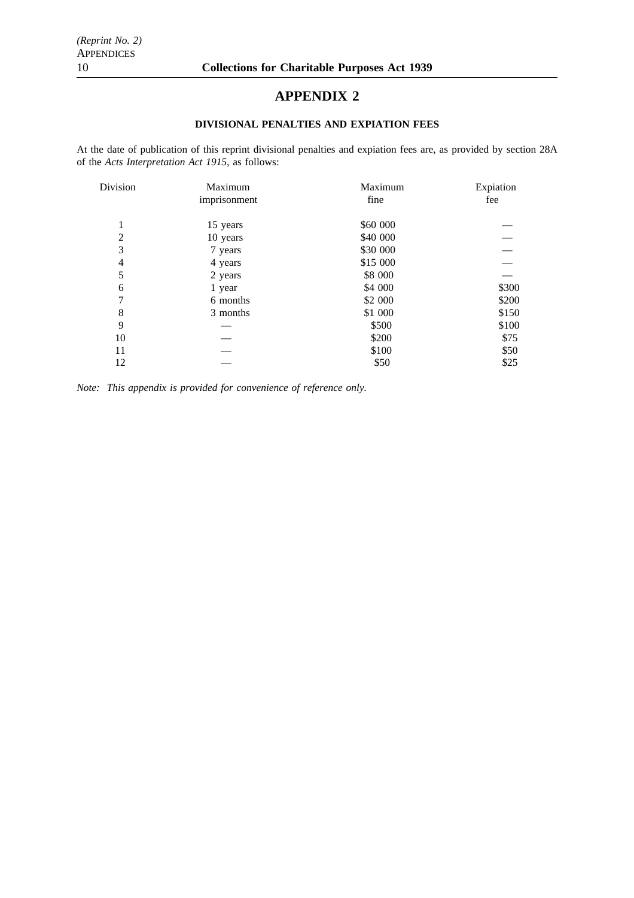# APPENDIX 2

## DIVISIONAL PENALTIES AND EXPIATION FEES

At the date of publication of this reprint divisional penalties and expiation fees are, as provided by section 28A of the *Acts Interpretation Act 1915*, as follows:

| Division | Maximum imprisonment | Maximum fine | Expiation fee |
|---|---|---|---|
| 1 | 15 years | $60 000 | — |
| 2 | 10 years | $40 000 | — |
| 3 | 7 years | $30 000 | — |
| 4 | 4 years | $15 000 | — |
| 5 | 2 years | $8 000 | — |
| 6 | 1 year | $4 000 | $300 |
| 7 | 6 months | $2 000 | $200 |
| 8 | 3 months | $1 000 | $150 |
| 9 | — | $500 | $100 |
| 10 | — | $200 | $75 |
| 11 | — | $100 | $50 |
| 12 | — | $50 | $25 |

*Note: This appendix is provided for convenience of reference only.*